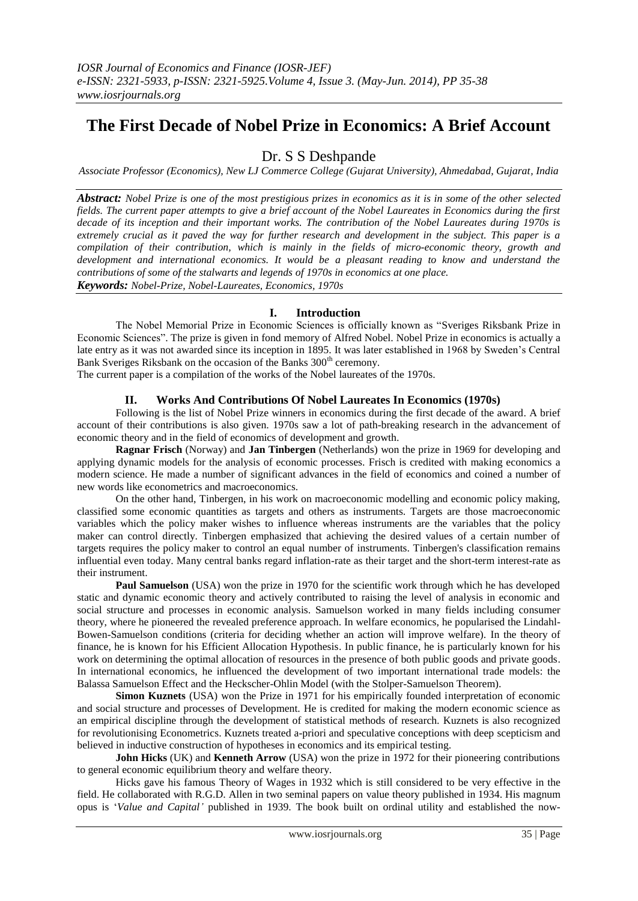# The First Decade of Nobel Prize in Economics: A Brief Account

Dr. S S Deshpande

*Associate Professor (Economics), New LJ Commerce College (Gujarat University), Ahmedabad, Gujarat, India*

***Abstract:*** *Nobel Prize is one of the most prestigious prizes in economics as it is in some of the other selected fields. The current paper attempts to give a brief account of the Nobel Laureates in Economics during the first decade of its inception and their important works. The contribution of the Nobel Laureates during 1970s is extremely crucial as it paved the way for further research and development in the subject. This paper is a compilation of their contribution, which is mainly in the fields of micro-economic theory, growth and development and international economics. It would be a pleasant reading to know and understand the contributions of some of the stalwarts and legends of 1970s in economics at one place.*

***Keywords:*** *Nobel-Prize, Nobel-Laureates, Economics, 1970s*

## I. Introduction

The Nobel Memorial Prize in Economic Sciences is officially known as "Sveriges Riksbank Prize in Economic Sciences". The prize is given in fond memory of Alfred Nobel. Nobel Prize in economics is actually a late entry as it was not awarded since its inception in 1895. It was later established in 1968 by Sweden's Central Bank Sveriges Riksbank on the occasion of the Banks 300th ceremony.

The current paper is a compilation of the works of the Nobel laureates of the 1970s.

## II. Works And Contributions Of Nobel Laureates In Economics (1970s)

Following is the list of Nobel Prize winners in economics during the first decade of the award. A brief account of their contributions is also given. 1970s saw a lot of path-breaking research in the advancement of economic theory and in the field of economics of development and growth.

**Ragnar Frisch** (Norway) and **Jan Tinbergen** (Netherlands) won the prize in 1969 for developing and applying dynamic models for the analysis of economic processes. Frisch is credited with making economics a modern science. He made a number of significant advances in the field of economics and coined a number of new words like econometrics and macroeconomics.

On the other hand, Tinbergen, in his work on macroeconomic modelling and economic policy making, classified some economic quantities as targets and others as instruments. Targets are those macroeconomic variables which the policy maker wishes to influence whereas instruments are the variables that the policy maker can control directly. Tinbergen emphasized that achieving the desired values of a certain number of targets requires the policy maker to control an equal number of instruments. Tinbergen's classification remains influential even today. Many central banks regard inflation-rate as their target and the short-term interest-rate as their instrument.

**Paul Samuelson** (USA) won the prize in 1970 for the scientific work through which he has developed static and dynamic economic theory and actively contributed to raising the level of analysis in economic and social structure and processes in economic analysis. Samuelson worked in many fields including consumer theory, where he pioneered the revealed preference approach. In welfare economics, he popularised the Lindahl-Bowen-Samuelson conditions (criteria for deciding whether an action will improve welfare). In the theory of finance, he is known for his Efficient Allocation Hypothesis. In public finance, he is particularly known for his work on determining the optimal allocation of resources in the presence of both public goods and private goods. In international economics, he influenced the development of two important international trade models: the Balassa Samuelson Effect and the Heckscher-Ohlin Model (with the Stolper-Samuelson Theorem).

**Simon Kuznets** (USA) won the Prize in 1971 for his empirically founded interpretation of economic and social structure and processes of Development. He is credited for making the modern economic science as an empirical discipline through the development of statistical methods of research. Kuznets is also recognized for revolutionising Econometrics. Kuznets treated a-priori and speculative conceptions with deep scepticism and believed in inductive construction of hypotheses in economics and its empirical testing.

**John Hicks** (UK) and **Kenneth Arrow** (USA) won the prize in 1972 for their pioneering contributions to general economic equilibrium theory and welfare theory.

Hicks gave his famous Theory of Wages in 1932 which is still considered to be very effective in the field. He collaborated with R.G.D. Allen in two seminal papers on value theory published in 1934. His magnum opus is '*Value and Capital'* published in 1939. The book built on ordinal utility and established the now-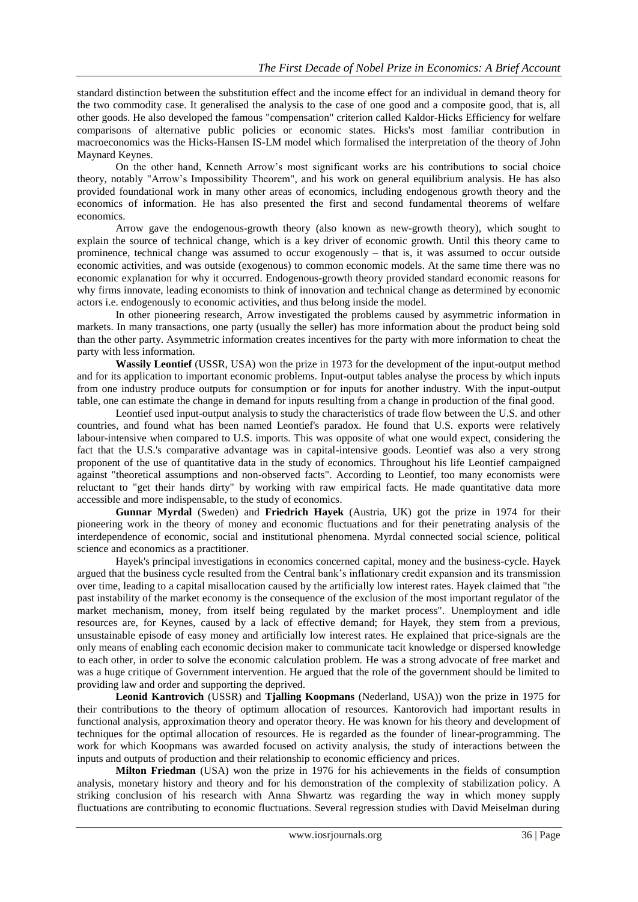standard distinction between the substitution effect and the income effect for an individual in demand theory for the two commodity case. It generalised the analysis to the case of one good and a composite good, that is, all other goods. He also developed the famous "compensation" criterion called Kaldor-Hicks Efficiency for welfare comparisons of alternative public policies or economic states. Hicks's most familiar contribution in macroeconomics was the Hicks-Hansen IS-LM model which formalised the interpretation of the theory of John Maynard Keynes.

On the other hand, Kenneth Arrow's most significant works are his contributions to social choice theory, notably "Arrow's Impossibility Theorem", and his work on general equilibrium analysis. He has also provided foundational work in many other areas of economics, including endogenous growth theory and the economics of information. He has also presented the first and second fundamental theorems of welfare economics.

Arrow gave the endogenous-growth theory (also known as new-growth theory), which sought to explain the source of technical change, which is a key driver of economic growth. Until this theory came to prominence, technical change was assumed to occur exogenously – that is, it was assumed to occur outside economic activities, and was outside (exogenous) to common economic models. At the same time there was no economic explanation for why it occurred. Endogenous-growth theory provided standard economic reasons for why firms innovate, leading economists to think of innovation and technical change as determined by economic actors i.e. endogenously to economic activities, and thus belong inside the model.

In other pioneering research, Arrow investigated the problems caused by asymmetric information in markets. In many transactions, one party (usually the seller) has more information about the product being sold than the other party. Asymmetric information creates incentives for the party with more information to cheat the party with less information.

**Wassily Leontief** (USSR, USA) won the prize in 1973 for the development of the input-output method and for its application to important economic problems. Input-output tables analyse the process by which inputs from one industry produce outputs for consumption or for inputs for another industry. With the input-output table, one can estimate the change in demand for inputs resulting from a change in production of the final good.

Leontief used input-output analysis to study the characteristics of trade flow between the U.S. and other countries, and found what has been named Leontief's paradox. He found that U.S. exports were relatively labour-intensive when compared to U.S. imports. This was opposite of what one would expect, considering the fact that the U.S.'s comparative advantage was in capital-intensive goods. Leontief was also a very strong proponent of the use of quantitative data in the study of economics. Throughout his life Leontief campaigned against "theoretical assumptions and non-observed facts". According to Leontief, too many economists were reluctant to "get their hands dirty" by working with raw empirical facts. He made quantitative data more accessible and more indispensable, to the study of economics.

**Gunnar Myrdal** (Sweden) and **Friedrich Hayek** (Austria, UK) got the prize in 1974 for their pioneering work in the theory of money and economic fluctuations and for their penetrating analysis of the interdependence of economic, social and institutional phenomena. Myrdal connected social science, political science and economics as a practitioner.

Hayek's principal investigations in economics concerned capital, money and the business-cycle. Hayek argued that the business cycle resulted from the Central bank's inflationary credit expansion and its transmission over time, leading to a capital misallocation caused by the artificially low interest rates. Hayek claimed that "the past instability of the market economy is the consequence of the exclusion of the most important regulator of the market mechanism, money, from itself being regulated by the market process". Unemployment and idle resources are, for Keynes, caused by a lack of effective demand; for Hayek, they stem from a previous, unsustainable episode of easy money and artificially low interest rates. He explained that price-signals are the only means of enabling each economic decision maker to communicate tacit knowledge or dispersed knowledge to each other, in order to solve the economic calculation problem. He was a strong advocate of free market and was a huge critique of Government intervention. He argued that the role of the government should be limited to providing law and order and supporting the deprived.

**Leonid Kantrovich** (USSR) and **Tjalling Koopmans** (Nederland, USA)) won the prize in 1975 for their contributions to the theory of optimum allocation of resources. Kantorovich had important results in functional analysis, approximation theory and operator theory. He was known for his theory and development of techniques for the optimal allocation of resources. He is regarded as the founder of linear-programming. The work for which Koopmans was awarded focused on activity analysis, the study of interactions between the inputs and outputs of production and their relationship to economic efficiency and prices.

**Milton Friedman** (USA) won the prize in 1976 for his achievements in the fields of consumption analysis, monetary history and theory and for his demonstration of the complexity of stabilization policy. A striking conclusion of his research with Anna Shwartz was regarding the way in which money supply fluctuations are contributing to economic fluctuations. Several regression studies with David Meiselman during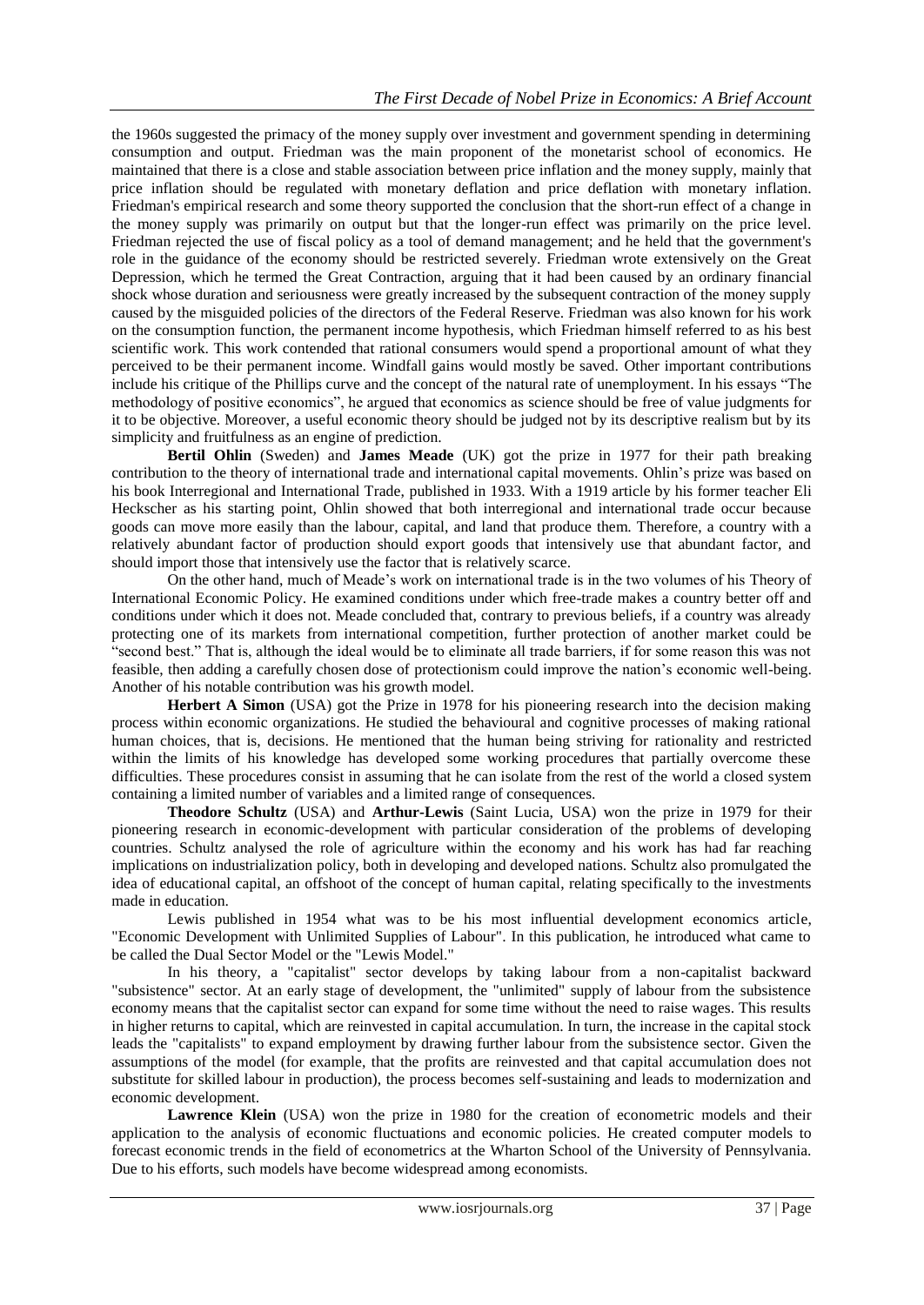the 1960s suggested the primacy of the money supply over investment and government spending in determining consumption and output. Friedman was the main proponent of the monetarist school of economics. He maintained that there is a close and stable association between price inflation and the money supply, mainly that price inflation should be regulated with monetary deflation and price deflation with monetary inflation. Friedman's empirical research and some theory supported the conclusion that the short-run effect of a change in the money supply was primarily on output but that the longer-run effect was primarily on the price level. Friedman rejected the use of fiscal policy as a tool of demand management; and he held that the government's role in the guidance of the economy should be restricted severely. Friedman wrote extensively on the Great Depression, which he termed the Great Contraction, arguing that it had been caused by an ordinary financial shock whose duration and seriousness were greatly increased by the subsequent contraction of the money supply caused by the misguided policies of the directors of the Federal Reserve. Friedman was also known for his work on the consumption function, the permanent income hypothesis, which Friedman himself referred to as his best scientific work. This work contended that rational consumers would spend a proportional amount of what they perceived to be their permanent income. Windfall gains would mostly be saved. Other important contributions include his critique of the Phillips curve and the concept of the natural rate of unemployment. In his essays "The methodology of positive economics", he argued that economics as science should be free of value judgments for it to be objective. Moreover, a useful economic theory should be judged not by its descriptive realism but by its simplicity and fruitfulness as an engine of prediction.

**Bertil Ohlin** (Sweden) and **James Meade** (UK) got the prize in 1977 for their path breaking contribution to the theory of international trade and international capital movements. Ohlin's prize was based on his book Interregional and International Trade, published in 1933. With a 1919 article by his former teacher Eli Heckscher as his starting point, Ohlin showed that both interregional and international trade occur because goods can move more easily than the labour, capital, and land that produce them. Therefore, a country with a relatively abundant factor of production should export goods that intensively use that abundant factor, and should import those that intensively use the factor that is relatively scarce.

On the other hand, much of Meade's work on international trade is in the two volumes of his Theory of International Economic Policy. He examined conditions under which free-trade makes a country better off and conditions under which it does not. Meade concluded that, contrary to previous beliefs, if a country was already protecting one of its markets from international competition, further protection of another market could be "second best." That is, although the ideal would be to eliminate all trade barriers, if for some reason this was not feasible, then adding a carefully chosen dose of protectionism could improve the nation's economic well-being. Another of his notable contribution was his growth model.

**Herbert A Simon** (USA) got the Prize in 1978 for his pioneering research into the decision making process within economic organizations. He studied the behavioural and cognitive processes of making rational human choices, that is, decisions. He mentioned that the human being striving for rationality and restricted within the limits of his knowledge has developed some working procedures that partially overcome these difficulties. These procedures consist in assuming that he can isolate from the rest of the world a closed system containing a limited number of variables and a limited range of consequences.

**Theodore Schultz** (USA) and **Arthur-Lewis** (Saint Lucia, USA) won the prize in 1979 for their pioneering research in economic-development with particular consideration of the problems of developing countries. Schultz analysed the role of agriculture within the economy and his work has had far reaching implications on industrialization policy, both in developing and developed nations. Schultz also promulgated the idea of educational capital, an offshoot of the concept of human capital, relating specifically to the investments made in education.

Lewis published in 1954 what was to be his most influential development economics article, "Economic Development with Unlimited Supplies of Labour". In this publication, he introduced what came to be called the Dual Sector Model or the "Lewis Model."

In his theory, a "capitalist" sector develops by taking labour from a non-capitalist backward "subsistence" sector. At an early stage of development, the "unlimited" supply of labour from the subsistence economy means that the capitalist sector can expand for some time without the need to raise wages. This results in higher returns to capital, which are reinvested in capital accumulation. In turn, the increase in the capital stock leads the "capitalists" to expand employment by drawing further labour from the subsistence sector. Given the assumptions of the model (for example, that the profits are reinvested and that capital accumulation does not substitute for skilled labour in production), the process becomes self-sustaining and leads to modernization and economic development.

**Lawrence Klein** (USA) won the prize in 1980 for the creation of econometric models and their application to the analysis of economic fluctuations and economic policies. He created computer models to forecast economic trends in the field of econometrics at the Wharton School of the University of Pennsylvania. Due to his efforts, such models have become widespread among economists.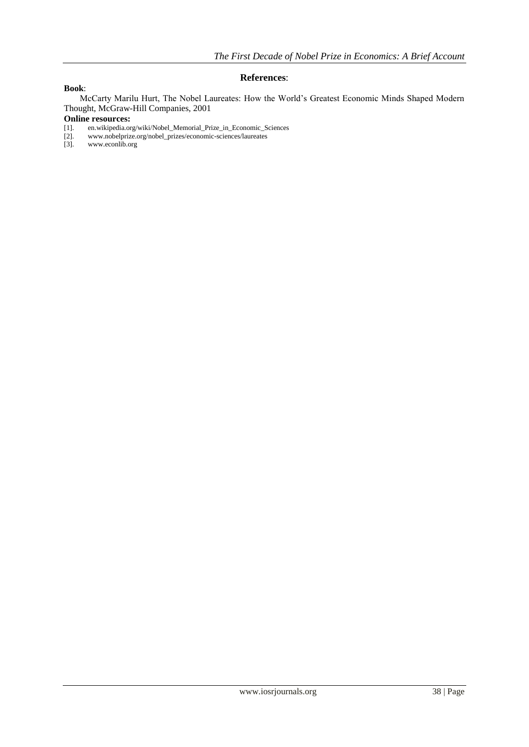## References:

**Book**:

McCarty Marilu Hurt, The Nobel Laureates: How the World's Greatest Economic Minds Shaped Modern Thought, McGraw-Hill Companies, 2001

**Online resources:**

[1]. en.wikipedia.org/wiki/Nobel_Memorial_Prize_in_Economic_Sciences
[2]. www.nobelprize.org/nobel_prizes/economic-sciences/laureates
[3]. www.econlib.org